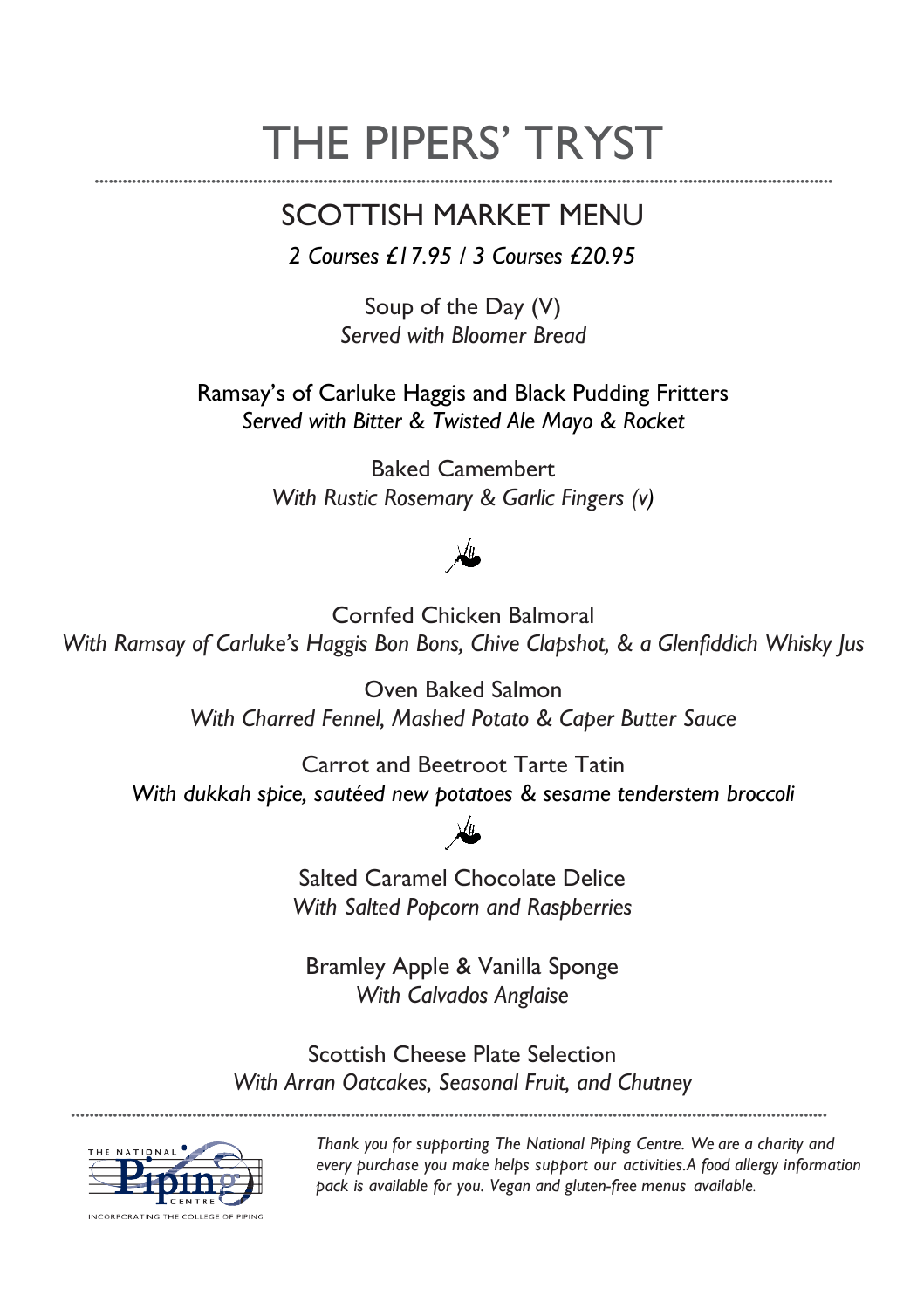# THE PIPERS' TRYST

## SCOTTISH MARKET MENU

*2 Courses £17.95 / 3 Courses £20.95*

Soup of the Day (V)
*Served with Bloomer Bread*

Ramsay's of Carluke Haggis and Black Pudding Fritters
*Served with Bitter & Twisted Ale Mayo & Rocket*

Baked Camembert
*With Rustic Rosemary & Garlic Fingers (v)*

Cornfed Chicken Balmoral
*With Ramsay of Carluke's Haggis Bon Bons, Chive Clapshot, & a Glenfiddich Whisky Jus*

Oven Baked Salmon
*With Charred Fennel, Mashed Potato & Caper Butter Sauce*

Carrot and Beetroot Tarte Tatin
*With dukkah spice, sautéed new potatoes & sesame tenderstem broccoli*

Salted Caramel Chocolate Delice
*With Salted Popcorn and Raspberries*

Bramley Apple & Vanilla Sponge
*With Calvados Anglaise*

Scottish Cheese Plate Selection
*With Arran Oatcakes, Seasonal Fruit, and Chutney*

THE NATIONAL Piping CENTRE
INCORPORATING THE COLLEGE OF PIPING

*Thank you for supporting The National Piping Centre. We are a charity and every purchase you make helps support our activities.A food allergy information pack is available for you. Vegan and gluten-free menus available.*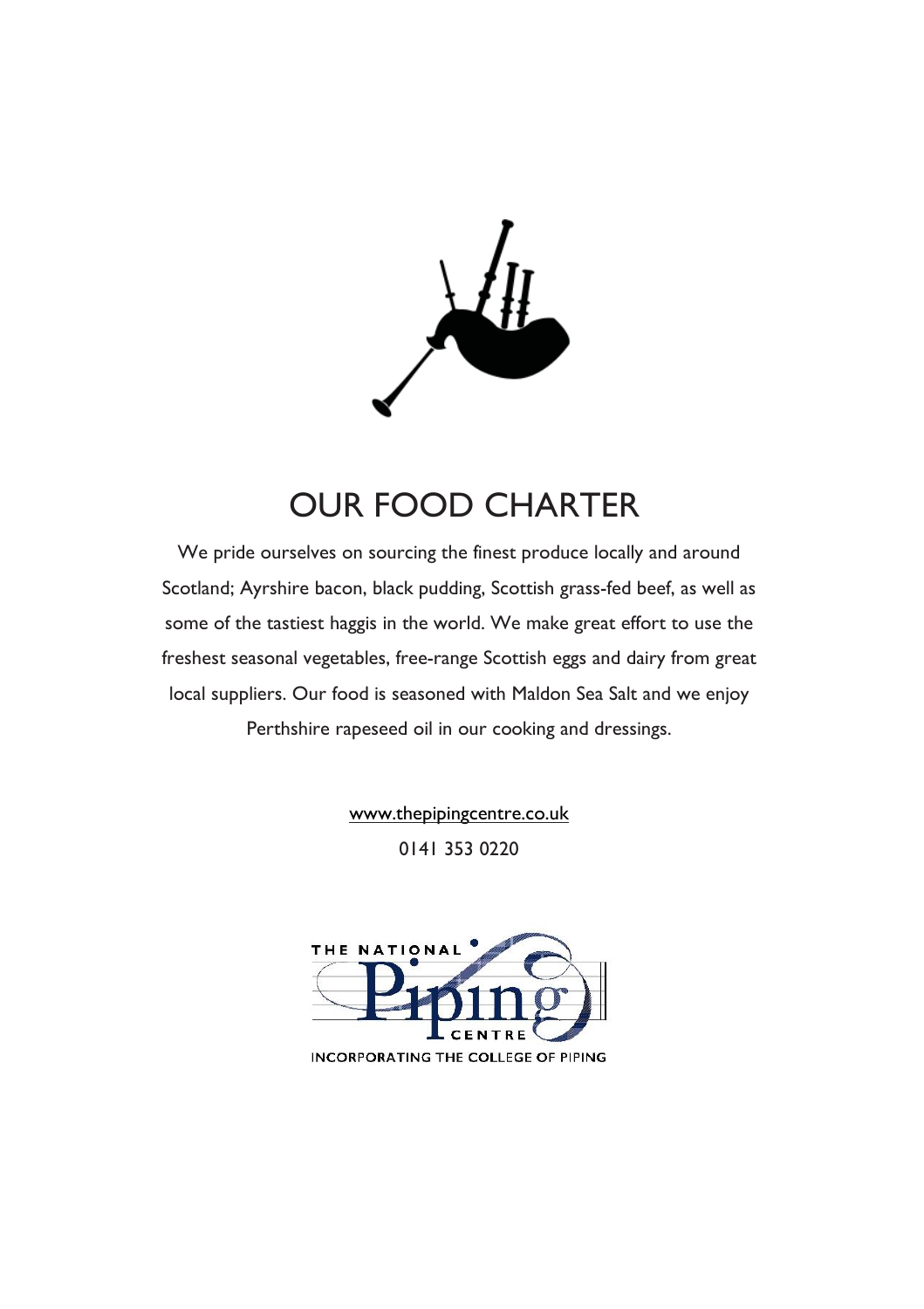# OUR FOOD CHARTER

We pride ourselves on sourcing the finest produce locally and around Scotland; Ayrshire bacon, black pudding, Scottish grass-fed beef, as well as some of the tastiest haggis in the world. We make great effort to use the freshest seasonal vegetables, free-range Scottish eggs and dairy from great local suppliers. Our food is seasoned with Maldon Sea Salt and we enjoy Perthshire rapeseed oil in our cooking and dressings.

www.thepipingcentre.co.uk

0141 353 0220

THE NATIONAL Piping CENTRE

INCORPORATING THE COLLEGE OF PIPING